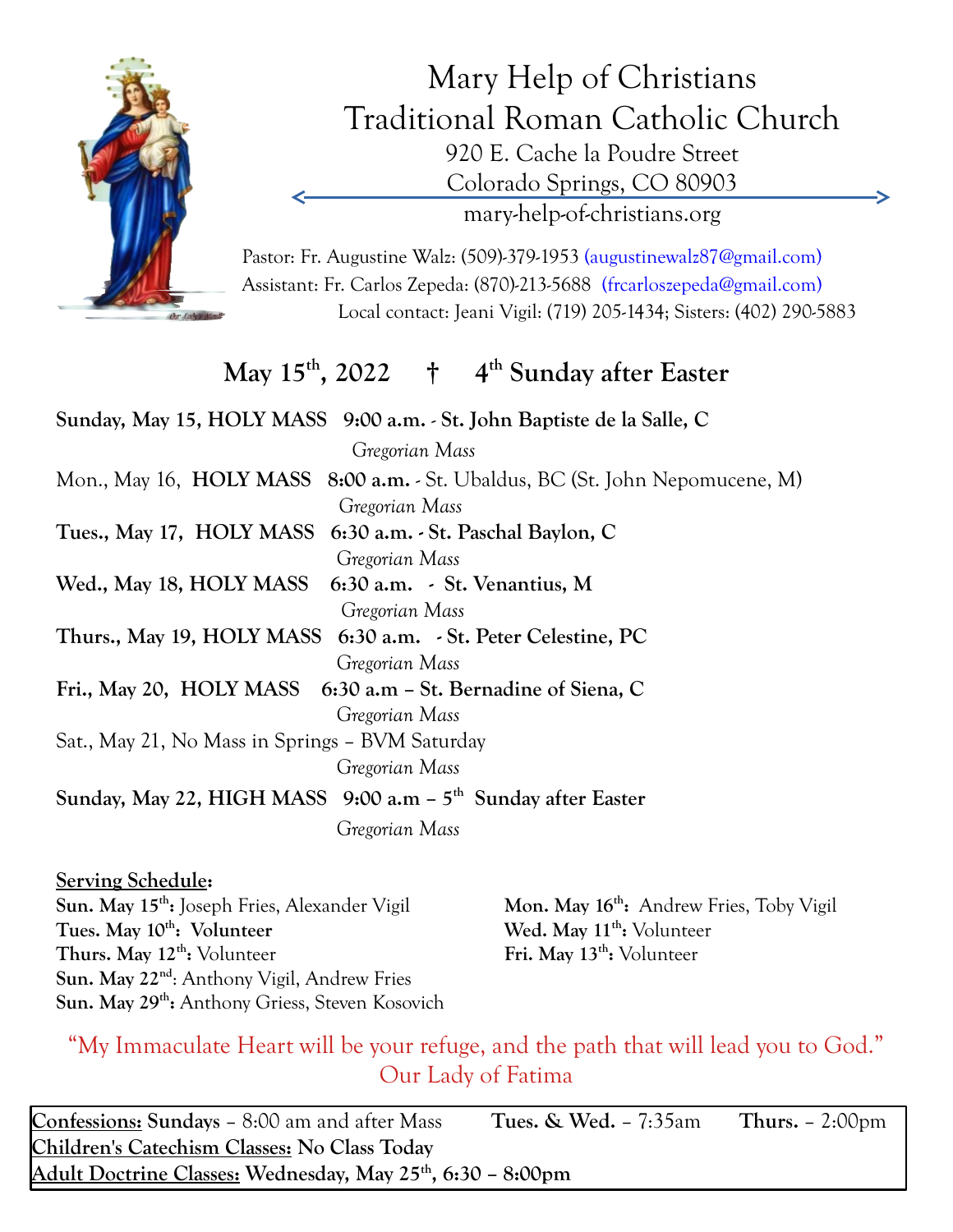# Mary Help of Christians
# Traditional Roman Catholic Church

920 E. Cache la Poudre Street
Colorado Springs, CO 80903
mary-help-of-christians.org

Pastor: Fr. Augustine Walz: (509)-379-1953 (augustinewalz87@gmail.com)
Assistant: Fr. Carlos Zepeda: (870)-213-5688 (frcarloszepeda@gmail.com)
Local contact: Jeani Vigil: (719) 205-1434; Sisters: (402) 290-5883

## May 15th, 2022 † 4th Sunday after Easter

**Sunday, May 15, HOLY MASS 9:00 a.m. - St. John Baptiste de la Salle, C**
*Gregorian Mass*

Mon., May 16, **HOLY MASS 8:00 a.m.** - St. Ubaldus, BC (St. John Nepomucene, M)
*Gregorian Mass*

**Tues., May 17, HOLY MASS 6:30 a.m. - St. Paschal Baylon, C**
*Gregorian Mass*

**Wed., May 18, HOLY MASS 6:30 a.m. - St. Venantius, M**
*Gregorian Mass*

**Thurs., May 19, HOLY MASS 6:30 a.m. - St. Peter Celestine, PC**
*Gregorian Mass*

**Fri., May 20, HOLY MASS 6:30 a.m – St. Bernadine of Siena, C**
*Gregorian Mass*

Sat., May 21, No Mass in Springs – BVM Saturday
*Gregorian Mass*

**Sunday, May 22, HIGH MASS 9:00 a.m – 5th Sunday after Easter**
*Gregorian Mass*

**<u>Serving Schedule:</u>**

**Sun. May 15th:** Joseph Fries, Alexander Vigil
**Tues. May 10th: Volunteer**
**Thurs. May 12th:** Volunteer
**Sun. May 22nd**: Anthony Vigil, Andrew Fries
**Sun. May 29th:** Anthony Griess, Steven Kosovich
**Mon. May 16th:** Andrew Fries, Toby Vigil
**Wed. May 11th:** Volunteer
**Fri. May 13th:** Volunteer

"My Immaculate Heart will be your refuge, and the path that will lead you to God."
Our Lady of Fatima

**<u>Confessions:</u> Sundays** – 8:00 am and after Mass **Tues. & Wed.** – 7:35am **Thurs.** – 2:00pm
**<u>Children's Catechism Classes:</u> No Class Today**
**<u>Adult Doctrine Classes:</u> Wednesday, May 25th, 6:30 – 8:00pm**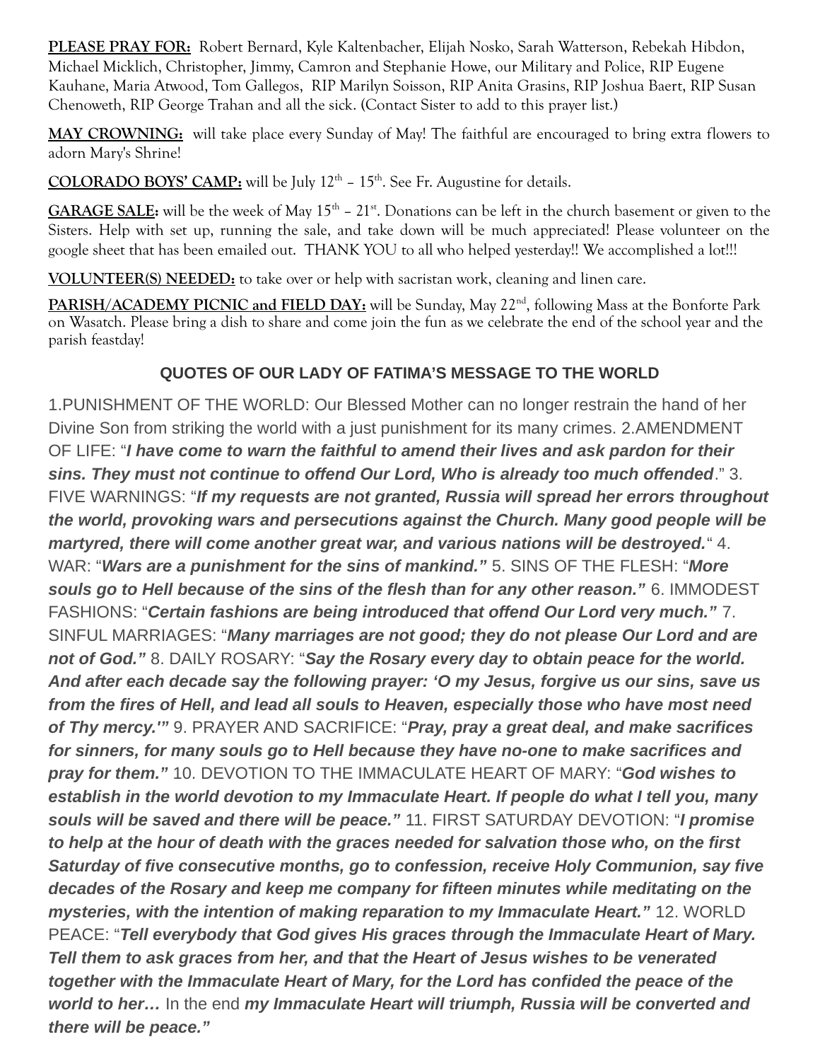**PLEASE PRAY FOR:** Robert Bernard, Kyle Kaltenbacher, Elijah Nosko, Sarah Watterson, Rebekah Hibdon, Michael Micklich, Christopher, Jimmy, Camron and Stephanie Howe, our Military and Police, RIP Eugene Kauhane, Maria Atwood, Tom Gallegos, RIP Marilyn Soisson, RIP Anita Grasins, RIP Joshua Baert, RIP Susan Chenoweth, RIP George Trahan and all the sick. (Contact Sister to add to this prayer list.)

**MAY CROWNING:** will take place every Sunday of May! The faithful are encouraged to bring extra flowers to adorn Mary's Shrine!

**COLORADO BOYS' CAMP:** will be July 12th – 15th. See Fr. Augustine for details.

**GARAGE SALE:** will be the week of May 15th – 21st. Donations can be left in the church basement or given to the Sisters. Help with set up, running the sale, and take down will be much appreciated! Please volunteer on the google sheet that has been emailed out. THANK YOU to all who helped yesterday!! We accomplished a lot!!!

**VOLUNTEER(S) NEEDED:** to take over or help with sacristan work, cleaning and linen care.

**PARISH/ACADEMY PICNIC and FIELD DAY:** will be Sunday, May 22nd, following Mass at the Bonforte Park on Wasatch. Please bring a dish to share and come join the fun as we celebrate the end of the school year and the parish feastday!

## QUOTES OF OUR LADY OF FATIMA'S MESSAGE TO THE WORLD

1.PUNISHMENT OF THE WORLD: Our Blessed Mother can no longer restrain the hand of her Divine Son from striking the world with a just punishment for its many crimes. 2.AMENDMENT OF LIFE: "***I have come to warn the faithful to amend their lives and ask pardon for their sins. They must not continue to offend Our Lord, Who is already too much offended***." 3. FIVE WARNINGS: "***If my requests are not granted, Russia will spread her errors throughout the world, provoking wars and persecutions against the Church. Many good people will be martyred, there will come another great war, and various nations will be destroyed.***" 4. WAR: "***Wars are a punishment for the sins of mankind."*** 5. SINS OF THE FLESH: "***More souls go to Hell because of the sins of the flesh than for any other reason."*** 6. IMMODEST FASHIONS: "***Certain fashions are being introduced that offend Our Lord very much."*** 7. SINFUL MARRIAGES: "***Many marriages are not good; they do not please Our Lord and are not of God."*** 8. DAILY ROSARY: "***Say the Rosary every day to obtain peace for the world. And after each decade say the following prayer: 'O my Jesus, forgive us our sins, save us from the fires of Hell, and lead all souls to Heaven, especially those who have most need of Thy mercy.'"*** 9. PRAYER AND SACRIFICE: "***Pray, pray a great deal, and make sacrifices for sinners, for many souls go to Hell because they have no-one to make sacrifices and pray for them."*** 10. DEVOTION TO THE IMMACULATE HEART OF MARY: "***God wishes to establish in the world devotion to my Immaculate Heart. If people do what I tell you, many souls will be saved and there will be peace."*** 11. FIRST SATURDAY DEVOTION: "***I promise to help at the hour of death with the graces needed for salvation those who, on the first Saturday of five consecutive months, go to confession, receive Holy Communion, say five decades of the Rosary and keep me company for fifteen minutes while meditating on the mysteries, with the intention of making reparation to my Immaculate Heart."*** 12. WORLD PEACE: "***Tell everybody that God gives His graces through the Immaculate Heart of Mary. Tell them to ask graces from her, and that the Heart of Jesus wishes to be venerated together with the Immaculate Heart of Mary, for the Lord has confided the peace of the world to her…*** In the end ***my Immaculate Heart will triumph, Russia will be converted and there will be peace."***